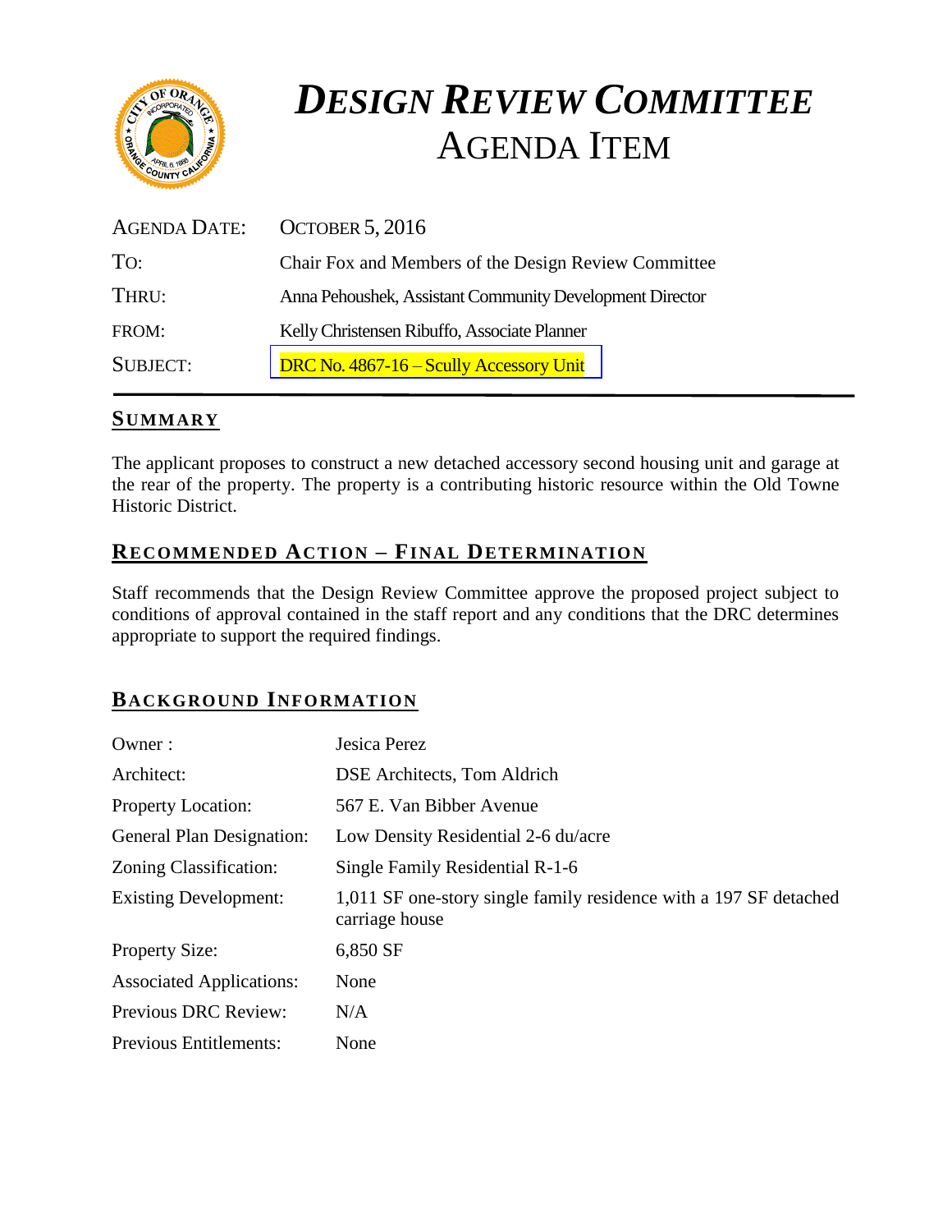# *DESIGN REVIEW COMMITTEE*
# AGENDA ITEM

| | |
|---|---|
| AGENDA DATE: | OCTOBER 5, 2016 |
| TO: | Chair Fox and Members of the Design Review Committee |
| THRU: | Anna Pehoushek, Assistant Community Development Director |
| FROM: | Kelly Christensen Ribuffo, Associate Planner |
| SUBJECT: | DRC No. 4867-16 – Scully Accessory Unit |

## SUMMARY

The applicant proposes to construct a new detached accessory second housing unit and garage at the rear of the property. The property is a contributing historic resource within the Old Towne Historic District.

## RECOMMENDED ACTION – FINAL DETERMINATION

Staff recommends that the Design Review Committee approve the proposed project subject to conditions of approval contained in the staff report and any conditions that the DRC determines appropriate to support the required findings.

## BACKGROUND INFORMATION

| | |
|---|---|
| Owner : | Jesica Perez |
| Architect: | DSE Architects, Tom Aldrich |
| Property Location: | 567 E. Van Bibber Avenue |
| General Plan Designation: | Low Density Residential 2-6 du/acre |
| Zoning Classification: | Single Family Residential R-1-6 |
| Existing Development: | 1,011 SF one-story single family residence with a 197 SF detached carriage house |
| Property Size: | 6,850 SF |
| Associated Applications: | None |
| Previous DRC Review: | N/A |
| Previous Entitlements: | None |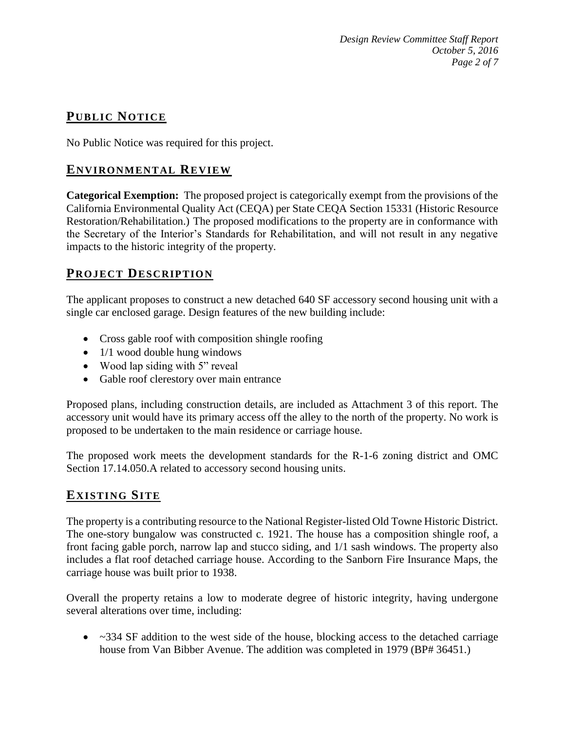## PUBLIC NOTICE

No Public Notice was required for this project.

## ENVIRONMENTAL REVIEW

**Categorical Exemption:** The proposed project is categorically exempt from the provisions of the California Environmental Quality Act (CEQA) per State CEQA Section 15331 (Historic Resource Restoration/Rehabilitation.) The proposed modifications to the property are in conformance with the Secretary of the Interior's Standards for Rehabilitation, and will not result in any negative impacts to the historic integrity of the property.

## PROJECT DESCRIPTION

The applicant proposes to construct a new detached 640 SF accessory second housing unit with a single car enclosed garage. Design features of the new building include:

- Cross gable roof with composition shingle roofing
- 1/1 wood double hung windows
- Wood lap siding with 5" reveal
- Gable roof clerestory over main entrance

Proposed plans, including construction details, are included as Attachment 3 of this report. The accessory unit would have its primary access off the alley to the north of the property. No work is proposed to be undertaken to the main residence or carriage house.

The proposed work meets the development standards for the R-1-6 zoning district and OMC Section 17.14.050.A related to accessory second housing units.

## EXISTING SITE

The property is a contributing resource to the National Register-listed Old Towne Historic District. The one-story bungalow was constructed c. 1921. The house has a composition shingle roof, a front facing gable porch, narrow lap and stucco siding, and 1/1 sash windows. The property also includes a flat roof detached carriage house. According to the Sanborn Fire Insurance Maps, the carriage house was built prior to 1938.

Overall the property retains a low to moderate degree of historic integrity, having undergone several alterations over time, including:

- ~334 SF addition to the west side of the house, blocking access to the detached carriage house from Van Bibber Avenue. The addition was completed in 1979 (BP# 36451.)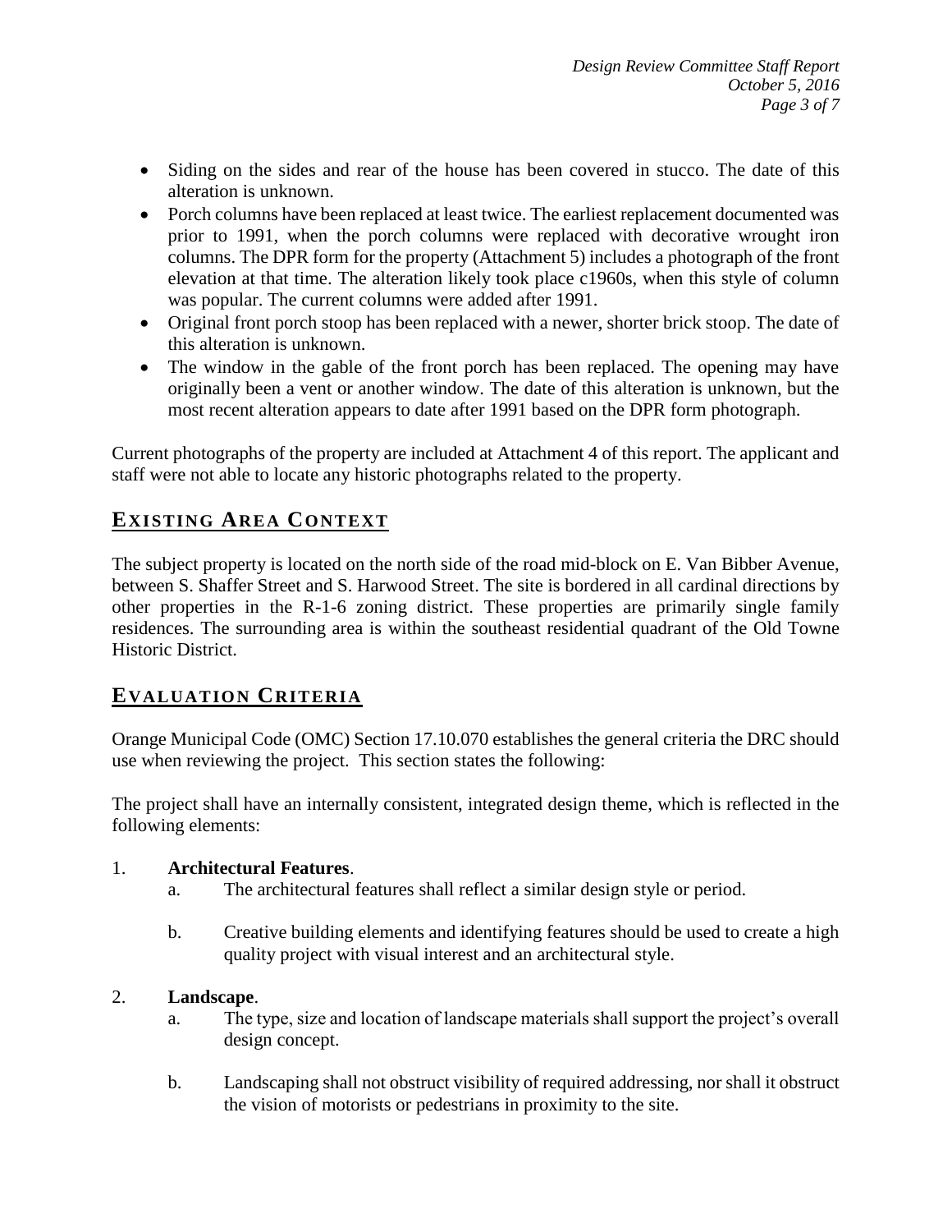- Siding on the sides and rear of the house has been covered in stucco. The date of this alteration is unknown.
- Porch columns have been replaced at least twice. The earliest replacement documented was prior to 1991, when the porch columns were replaced with decorative wrought iron columns. The DPR form for the property (Attachment 5) includes a photograph of the front elevation at that time. The alteration likely took place c1960s, when this style of column was popular. The current columns were added after 1991.
- Original front porch stoop has been replaced with a newer, shorter brick stoop. The date of this alteration is unknown.
- The window in the gable of the front porch has been replaced. The opening may have originally been a vent or another window. The date of this alteration is unknown, but the most recent alteration appears to date after 1991 based on the DPR form photograph.

Current photographs of the property are included at Attachment 4 of this report. The applicant and staff were not able to locate any historic photographs related to the property.

## EXISTING AREA CONTEXT

The subject property is located on the north side of the road mid-block on E. Van Bibber Avenue, between S. Shaffer Street and S. Harwood Street. The site is bordered in all cardinal directions by other properties in the R-1-6 zoning district. These properties are primarily single family residences. The surrounding area is within the southeast residential quadrant of the Old Towne Historic District.

## EVALUATION CRITERIA

Orange Municipal Code (OMC) Section 17.10.070 establishes the general criteria the DRC should use when reviewing the project. This section states the following:

The project shall have an internally consistent, integrated design theme, which is reflected in the following elements:

1. **Architectural Features**.
   a. The architectural features shall reflect a similar design style or period.

   b. Creative building elements and identifying features should be used to create a high quality project with visual interest and an architectural style.

2. **Landscape**.
   a. The type, size and location of landscape materials shall support the project's overall design concept.

   b. Landscaping shall not obstruct visibility of required addressing, nor shall it obstruct the vision of motorists or pedestrians in proximity to the site.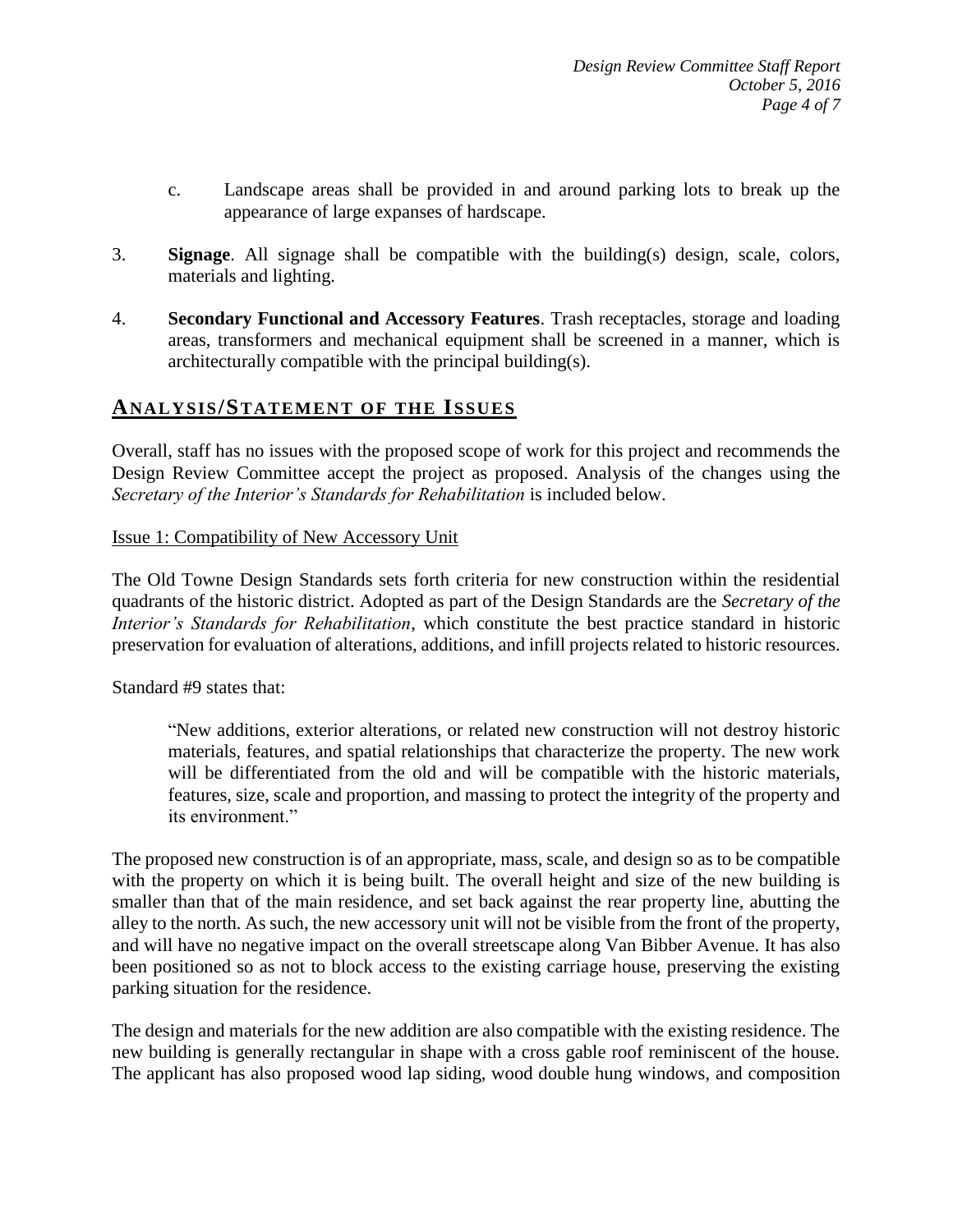c. Landscape areas shall be provided in and around parking lots to break up the appearance of large expanses of hardscape.

3. **Signage**. All signage shall be compatible with the building(s) design, scale, colors, materials and lighting.

4. **Secondary Functional and Accessory Features**. Trash receptacles, storage and loading areas, transformers and mechanical equipment shall be screened in a manner, which is architecturally compatible with the principal building(s).

## ANALYSIS/STATEMENT OF THE ISSUES

Overall, staff has no issues with the proposed scope of work for this project and recommends the Design Review Committee accept the project as proposed. Analysis of the changes using the *Secretary of the Interior's Standards for Rehabilitation* is included below.

Issue 1: Compatibility of New Accessory Unit

The Old Towne Design Standards sets forth criteria for new construction within the residential quadrants of the historic district. Adopted as part of the Design Standards are the *Secretary of the Interior's Standards for Rehabilitation*, which constitute the best practice standard in historic preservation for evaluation of alterations, additions, and infill projects related to historic resources.

Standard #9 states that:

> "New additions, exterior alterations, or related new construction will not destroy historic materials, features, and spatial relationships that characterize the property. The new work will be differentiated from the old and will be compatible with the historic materials, features, size, scale and proportion, and massing to protect the integrity of the property and its environment."

The proposed new construction is of an appropriate, mass, scale, and design so as to be compatible with the property on which it is being built. The overall height and size of the new building is smaller than that of the main residence, and set back against the rear property line, abutting the alley to the north. As such, the new accessory unit will not be visible from the front of the property, and will have no negative impact on the overall streetscape along Van Bibber Avenue. It has also been positioned so as not to block access to the existing carriage house, preserving the existing parking situation for the residence.

The design and materials for the new addition are also compatible with the existing residence. The new building is generally rectangular in shape with a cross gable roof reminiscent of the house. The applicant has also proposed wood lap siding, wood double hung windows, and composition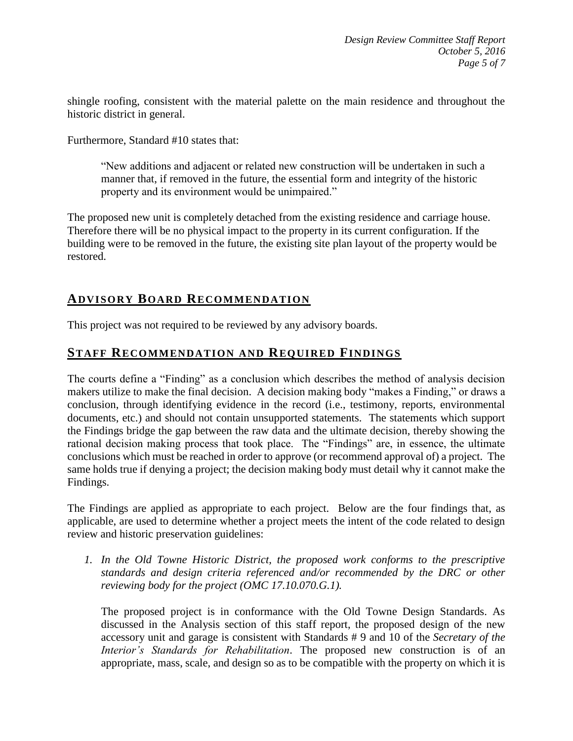shingle roofing, consistent with the material palette on the main residence and throughout the historic district in general.

Furthermore, Standard #10 states that:

> "New additions and adjacent or related new construction will be undertaken in such a manner that, if removed in the future, the essential form and integrity of the historic property and its environment would be unimpaired."

The proposed new unit is completely detached from the existing residence and carriage house. Therefore there will be no physical impact to the property in its current configuration. If the building were to be removed in the future, the existing site plan layout of the property would be restored.

## ADVISORY BOARD RECOMMENDATION

This project was not required to be reviewed by any advisory boards.

## STAFF RECOMMENDATION AND REQUIRED FINDINGS

The courts define a "Finding" as a conclusion which describes the method of analysis decision makers utilize to make the final decision. A decision making body "makes a Finding," or draws a conclusion, through identifying evidence in the record (i.e., testimony, reports, environmental documents, etc.) and should not contain unsupported statements. The statements which support the Findings bridge the gap between the raw data and the ultimate decision, thereby showing the rational decision making process that took place. The "Findings" are, in essence, the ultimate conclusions which must be reached in order to approve (or recommend approval of) a project. The same holds true if denying a project; the decision making body must detail why it cannot make the Findings.

The Findings are applied as appropriate to each project. Below are the four findings that, as applicable, are used to determine whether a project meets the intent of the code related to design review and historic preservation guidelines:

1. *In the Old Towne Historic District, the proposed work conforms to the prescriptive standards and design criteria referenced and/or recommended by the DRC or other reviewing body for the project (OMC 17.10.070.G.1).*

   The proposed project is in conformance with the Old Towne Design Standards. As discussed in the Analysis section of this staff report, the proposed design of the new accessory unit and garage is consistent with Standards # 9 and 10 of the *Secretary of the Interior's Standards for Rehabilitation*. The proposed new construction is of an appropriate, mass, scale, and design so as to be compatible with the property on which it is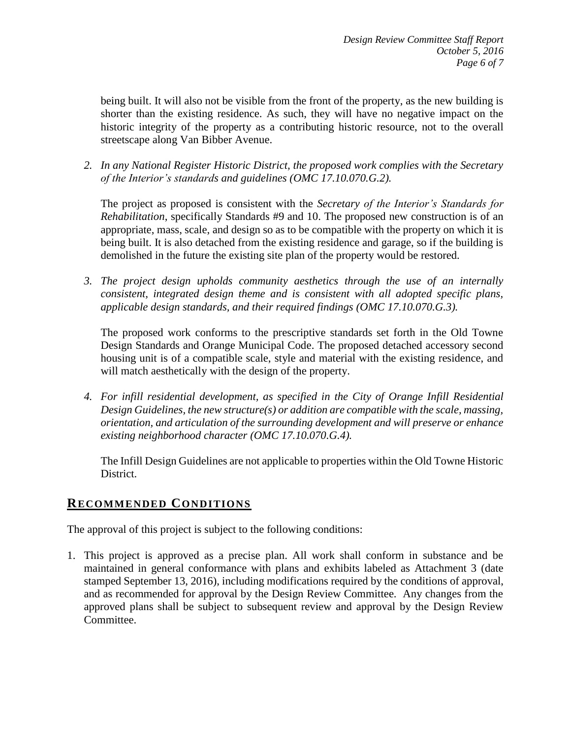being built. It will also not be visible from the front of the property, as the new building is shorter than the existing residence. As such, they will have no negative impact on the historic integrity of the property as a contributing historic resource, not to the overall streetscape along Van Bibber Avenue.

2. *In any National Register Historic District, the proposed work complies with the Secretary of the Interior's standards and guidelines (OMC 17.10.070.G.2).*

   The project as proposed is consistent with the *Secretary of the Interior's Standards for Rehabilitation*, specifically Standards #9 and 10. The proposed new construction is of an appropriate, mass, scale, and design so as to be compatible with the property on which it is being built. It is also detached from the existing residence and garage, so if the building is demolished in the future the existing site plan of the property would be restored.

3. *The project design upholds community aesthetics through the use of an internally consistent, integrated design theme and is consistent with all adopted specific plans, applicable design standards, and their required findings (OMC 17.10.070.G.3).*

   The proposed work conforms to the prescriptive standards set forth in the Old Towne Design Standards and Orange Municipal Code. The proposed detached accessory second housing unit is of a compatible scale, style and material with the existing residence, and will match aesthetically with the design of the property.

4. *For infill residential development, as specified in the City of Orange Infill Residential Design Guidelines, the new structure(s) or addition are compatible with the scale, massing, orientation, and articulation of the surrounding development and will preserve or enhance existing neighborhood character (OMC 17.10.070.G.4).*

   The Infill Design Guidelines are not applicable to properties within the Old Towne Historic District.

## RECOMMENDED CONDITIONS

The approval of this project is subject to the following conditions:

1. This project is approved as a precise plan. All work shall conform in substance and be maintained in general conformance with plans and exhibits labeled as Attachment 3 (date stamped September 13, 2016), including modifications required by the conditions of approval, and as recommended for approval by the Design Review Committee. Any changes from the approved plans shall be subject to subsequent review and approval by the Design Review Committee.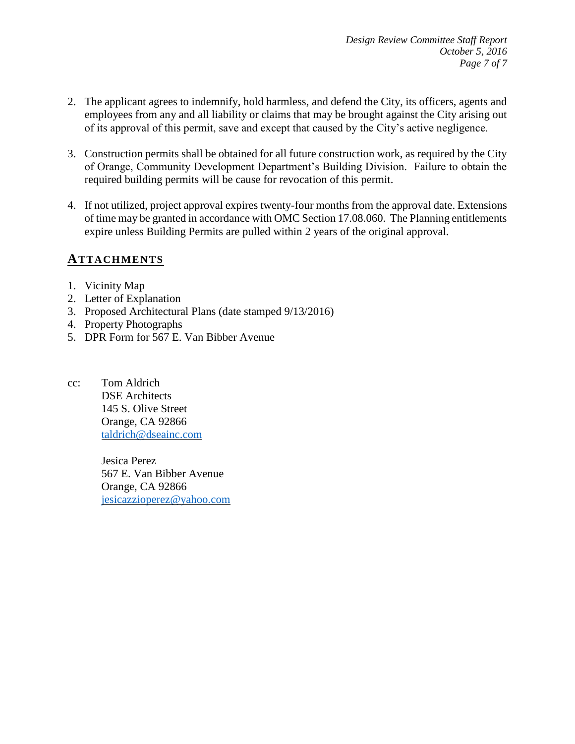2. The applicant agrees to indemnify, hold harmless, and defend the City, its officers, agents and employees from any and all liability or claims that may be brought against the City arising out of its approval of this permit, save and except that caused by the City's active negligence.

3. Construction permits shall be obtained for all future construction work, as required by the City of Orange, Community Development Department's Building Division. Failure to obtain the required building permits will be cause for revocation of this permit.

4. If not utilized, project approval expires twenty-four months from the approval date. Extensions of time may be granted in accordance with OMC Section 17.08.060. The Planning entitlements expire unless Building Permits are pulled within 2 years of the original approval.

## ATTACHMENTS

1. Vicinity Map
2. Letter of Explanation
3. Proposed Architectural Plans (date stamped 9/13/2016)
4. Property Photographs
5. DPR Form for 567 E. Van Bibber Avenue

cc: Tom Aldrich
DSE Architects
145 S. Olive Street
Orange, CA 92866
taldrich@dseainc.com

Jesica Perez
567 E. Van Bibber Avenue
Orange, CA 92866
jesicazzioperez@yahoo.com